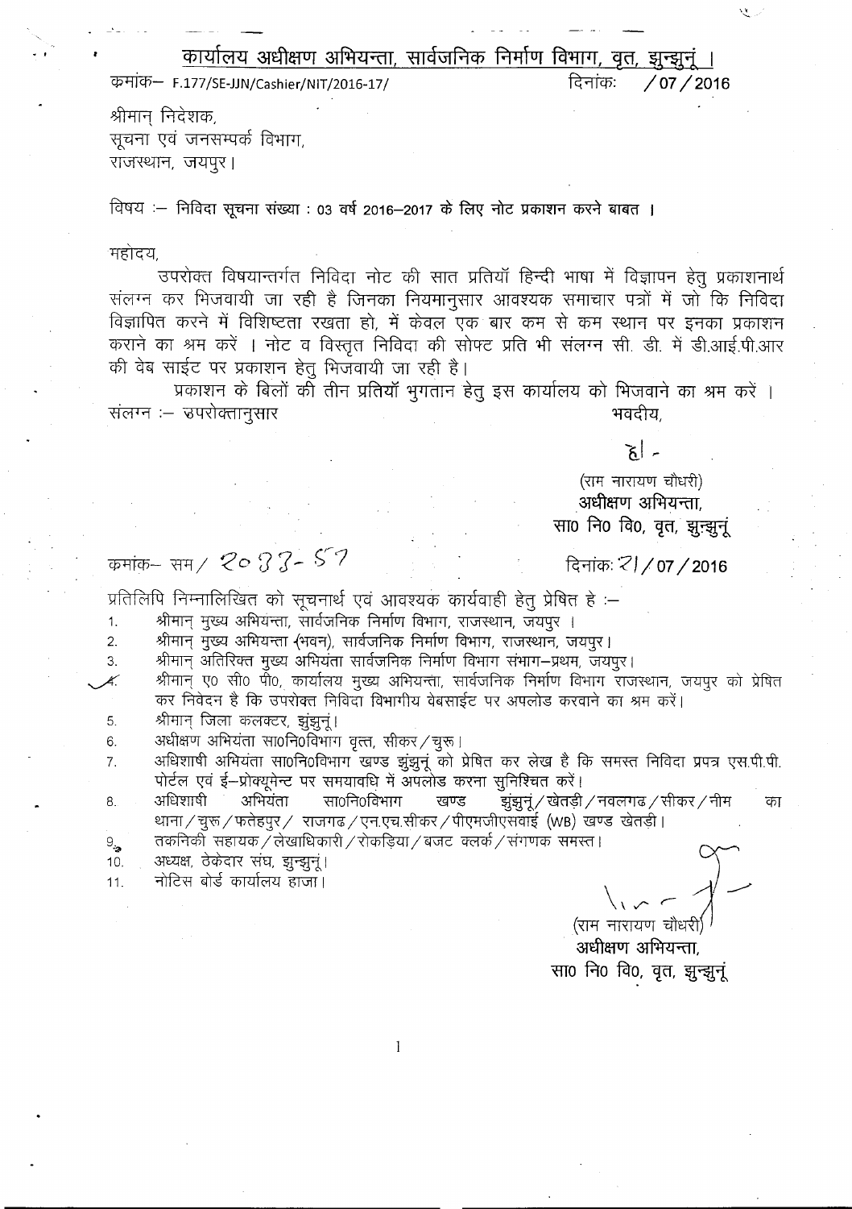## कार्यालय अधीक्षण अभियन्ता, सार्वजनिक निर्माण विभाग, वृत, झुन्झुनूं ।

क्रमांक– F.177/SE-JJN/Cashier/NIT/2016-17/ दिनांकः /07/2016

श्रीमान् निदेशक,
सूचना एवं जनसम्पर्क विभाग,
राजस्थान, जयपुर।

विषय :– **निविदा सूचना संख्या : 03 वर्ष 2016–2017 के लिए नोट प्रकाशन करने बाबत ।**

महोदय,

उपरोक्त विषयान्तर्गत निविदा नोट की सात प्रतियॉ हिन्दी भाषा में विज्ञापन हेतु प्रकाशनार्थ संलग्न कर भिजवायी जा रही है जिनका नियमानुसार आवश्यक समाचार पत्रों में जो कि निविदा विज्ञापित करने में विशिष्टता रखता हो, में केवल एक बार कम से कम स्थान पर इनका प्रकाशन कराने का श्रम करें । नोट व विस्तृत निविदा की सोफ्ट प्रति भी संलग्न सी. डी. में डी.आई.पी.आर की वेब साईट पर प्रकाशन हेतु भिजवायी जा रही है।

प्रकाशन के बिलों की तीन प्रतियॉ भुगतान हेतु इस कार्यालय को भिजवाने का श्रम करें ।

संलग्न :– उपरोक्तानुसार

भवदीय,

ह/-

(राम नारायण चौधरी)
**अधीक्षण अभियन्ता,**
सा० नि० वि०, वृत, झुन्झुनूं

क्रमांक– सम / 2083-87 दिनांकः 21/07/2016

प्रतिलिपि निम्नालिखित को सूचनार्थ एवं आवश्यक कार्यवाही हेतु प्रेषित है :–

1. श्रीमान् मुख्य अभियन्ता, सार्वजनिक निर्माण विभाग, राजस्थान, जयपुर ।
2. श्रीमान् मुख्य अभियन्ता (भवन), सार्वजनिक निर्माण विभाग, राजस्थान, जयपुर।
3. श्रीमान् अतिरिक्त मुख्य अभियंता सार्वजनिक निर्माण विभाग संभाग–प्रथम, जयपुर।
4. श्रीमान् ए0 सी0 पी0, कार्यालय मुख्य अभियन्ता, सार्वजनिक निर्माण विभाग राजस्थान, जयपुर को प्रेषित कर निवेदन है कि उपरोक्त निविदा विभागीय वेबसाईट पर अपलोड करवाने का श्रम करें।
5. श्रीमान् जिला कलक्टर, झुंझुनूं।
6. अधीक्षण अभियंता सा0नि0विभाग वृत्त, सीकर/चुरू।
7. अधिशाषी अभियंता सा0नि0विभाग खण्ड झुंझुनूं को प्रेषित कर लेख है कि समस्त निविदा प्रपत्र एस.पी.पी. पोर्टल एवं ई–प्रोक्यूमेन्ट पर समयावधि में अपलोड करना सुनिश्चित करें।
8. अधिशाषी अभियंता सा0नि0विभाग खण्ड झुंझुनूं/खेतड़ी/नवलगढ/सीकर/नीम का थाना/चुरू/फतेहपुर/ राजगढ/एन.एच.सीकर/पीएमजीएसवाई (WB) खण्ड खेतड़ी।
9. तकनिकी सहायक/लेखाधिकारी/रोकड़िया/बजट क्लर्क/संगणक समस्त।
10. अध्यक्ष, ठेकेदार संघ, झुन्झुनूं।
11. नोटिस बोर्ड कार्यालय हाजा।

(राम नारायण चौधरी)
**अधीक्षण अभियन्ता,**
सा० नि० वि०, वृत, झुन्झुनूं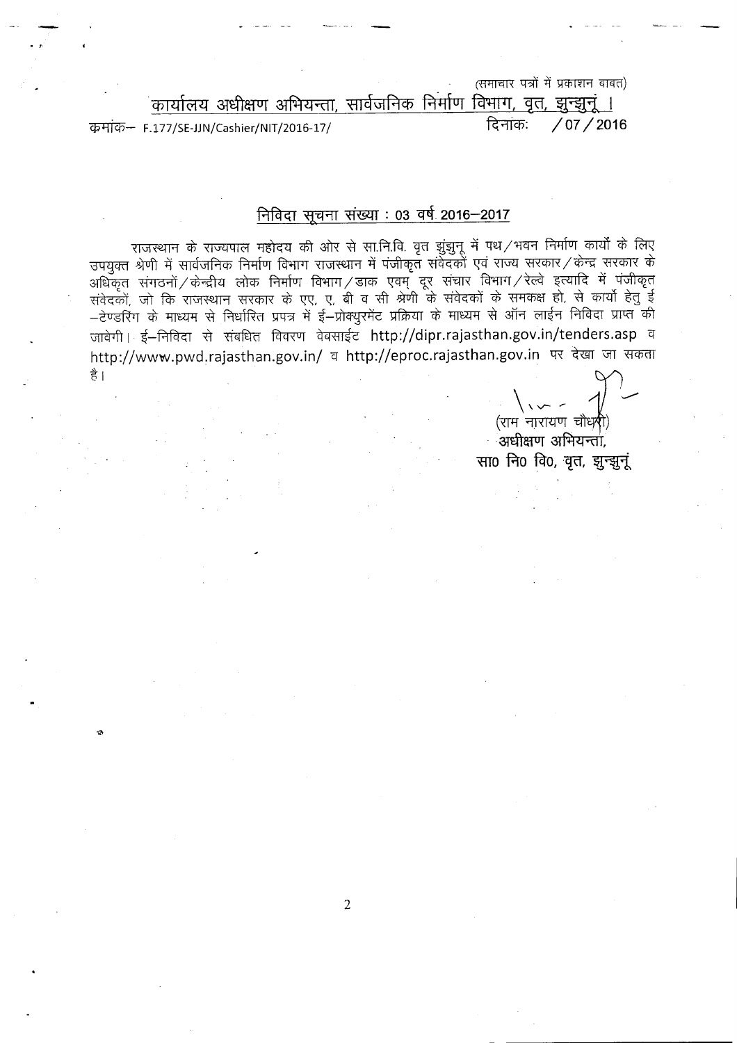(समाचार पत्रों में प्रकाशन बाबत)

कार्यालय अधीक्षण अभियन्ता, सार्वजनिक निर्माण विभाग, वृत, झुन्झुनूं ।

क्रमांक— F.177/SE-JJN/Cashier/NIT/2016-17/ दिनांकः /07/2016

## निविदा सूचना संख्या : 03 वर्ष 2016–2017

राजस्थान के राज्यपाल महोदय की ओर से सा.नि.वि. वृत झुंझुनू में पथ/भवन निर्माण कार्यों के लिए उपयुक्त श्रेणी में सार्वजनिक निर्माण विभाग राजस्थान में पंजीकृत संवेदकों एवं राज्य सरकार/केन्द्र सरकार के अधिकृत संगठनों/केन्द्रीय लोक निर्माण विभाग/डाक एवम् दूर संचार विभाग/रेल्वे इत्यादि में पंजीकृत संवेदकों, जो कि राजस्थान सरकार के एए, ए, बी व सी श्रेणी के संवेदकों के समकक्ष हो, से कार्यो हेतु ई–टेण्डरिंग के माध्यम से निर्धारित प्रपत्र में ई–प्रोक्युरमेंट प्रकिया के माध्यम से ऑन लाईन निविदा प्राप्त की जावेगी। ई–निविदा से संबधित विवरण वेबसाईट http://dipr.rajasthan.gov.in/tenders.asp व http://www.pwd.rajasthan.gov.in/ व http://eproc.rajasthan.gov.in पर देखा जा सकता है।

(राम नारायण चौधरी)
अधीक्षण अभियन्ता,
सा० नि० वि०, वृत, झुन्झुनूं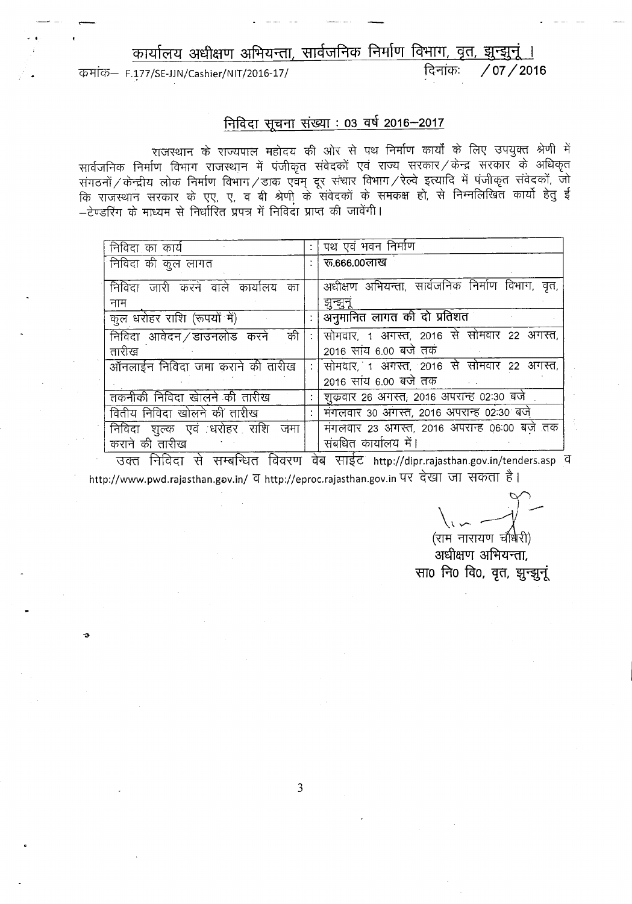## कार्यालय अधीक्षण अभियन्ता, सार्वजनिक निर्माण विभाग, वृत, झुन्झुनूं ।

क्रमांक– F.177/SE-JJN/Cashier/NIT/2016-17/ दिनांकः /07/2016

### निविदा सूचना संख्या : 03 वर्ष 2016–2017

राजस्थान के राज्यपाल महोदय की ओर से पथ निर्माण कार्यों के लिए उपयुक्त श्रेणी में सार्वजनिक निर्माण विभाग राजस्थान में पंजीकृत संवेदकों एवं राज्य सरकार/केन्द्र सरकार के अधिकृत संगठनों/केन्द्रीय लोक निर्माण विभाग/डाक एवम् दूर संचार विभाग/रेल्वे इत्यादि में पंजीकृत संवेदकों, जो कि राजस्थान सरकार के एए, ए, व बी श्रेणी के संवेदकों के समकक्ष हों, से निम्नलिखित कार्यो हेतु ई –टेण्डरिंग के माध्यम से निर्धारित प्रपत्र में निविदा प्राप्त की जावेंगी।

| | | |
|---|---|---|
| निविदा का कार्य | : | पथ एवं भवन निर्माण |
| निविदा की कुल लागत | : | रू.666.00लाख |
| निविदा जारी करने वाले कार्यालय का नाम | | अधीक्षण अभियन्ता, सार्वजनिक निर्माण विभाग, वृत, झुन्झुनूं |
| कुल धरोहर राशि (रूपयों में) | : | अनुमानित लागत की दो प्रतिशत |
| निविदा आवेदन/डाउनलोड करने की तारीख | : | सोमवार, 1 अगस्त, 2016 से सोमवार 22 अगस्त, 2016 सांय 6.00 बजे तक |
| ऑनलाईन निविदा जमा कराने की तारीख | : | सोमवार, 1 अगस्त, 2016 से सोमवार 22 अगस्त, 2016 सांय 6.00 बजे तक |
| तकनीकी निविदा खोलने की तारीख | : | शुक्रवार 26 अगस्त, 2016 अपरान्ह 02:30 बजे |
| वित्तीय निविदा खोलने की तारीख | : | मंगलवार 30 अगस्त, 2016 अपरान्ह 02:30 बजे |
| निविदा शुल्क एवं धरोहर राशि जमा कराने की तारीख | | मंगलवार 23 अगस्त, 2016 अपरान्ह 06:00 बजे तक संबधित कार्यालय में। |

उक्त निविदा से सम्बन्धित विवरण वेब साईट http://dipr.rajasthan.gov.in/tenders.asp व http://www.pwd.rajasthan.gov.in/ व http://eproc.rajasthan.gov.in पर देखा जा सकता है।

(राम नारायण चौधरी)
अधीक्षण अभियन्ता,
सा0 नि0 वि0, वृत, झुन्झुनूं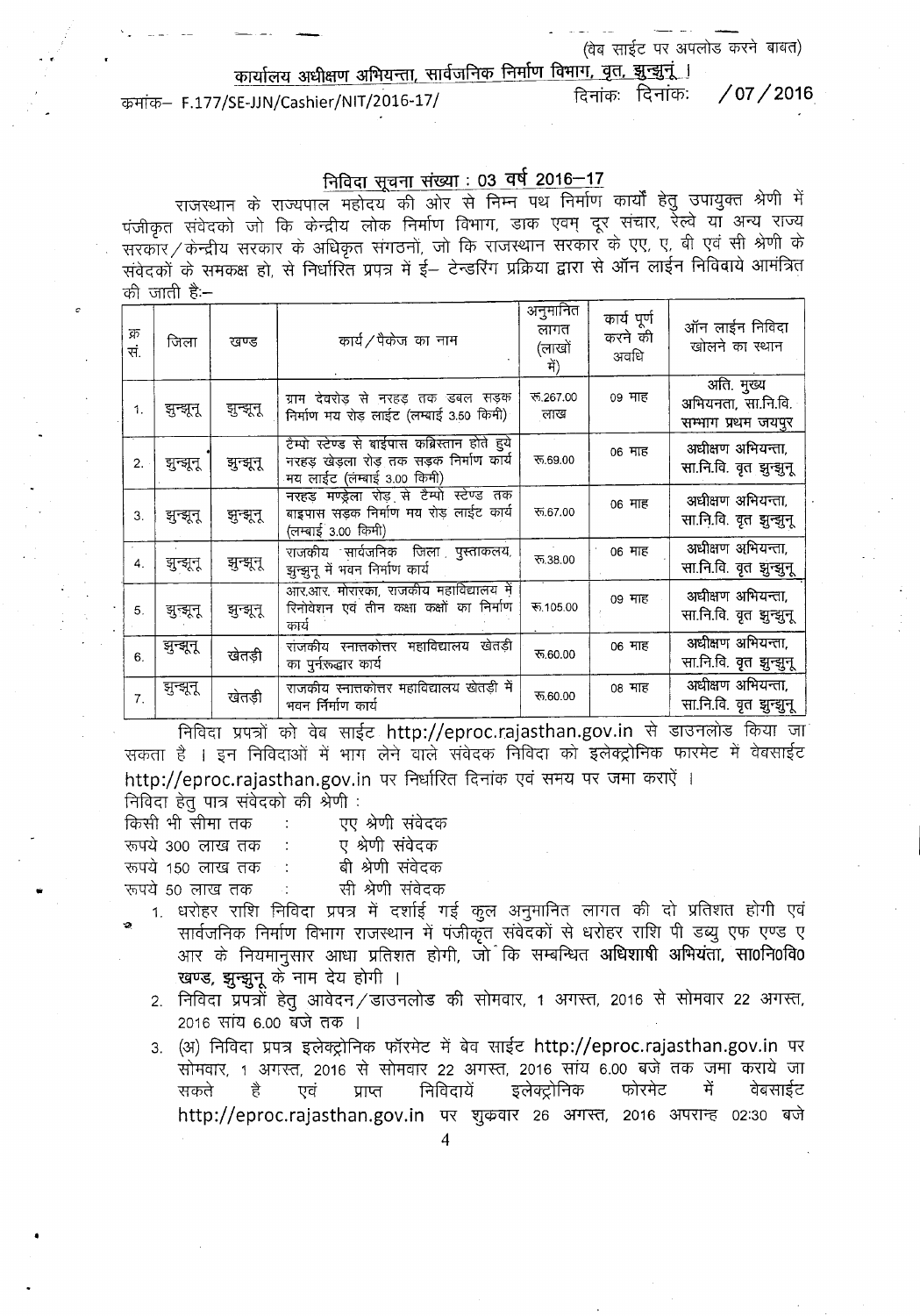(वेब साईट पर अपलोड करने बाबत)

<u>कार्यालय अधीक्षण अभियन्ता, सार्वजनिक निर्माण विभाग, वृत, झुन्झुनूं ।</u>

क्रमांक– F.177/SE-JJN/Cashier/NIT/2016-17/ दिनांकः दिनांकः /07/2016

## <u>निविदा सूचना संख्या : 03 वर्ष 2016–17</u>

राजस्थान के राज्यपाल महोदय की ओर से निम्न पथ निर्माण कार्यों हेतु उपायुक्त श्रेणी में पंजीकृत संवेदको जो कि केन्द्रीय लोक निर्माण विभाग, डाक एवम् दूर संचार, रेल्वे या अन्य राज्य सरकार/केन्द्रीय सरकार के अधिकृत संगठनों, जो कि राजस्थान सरकार के एए, ए, बी एवं सी श्रेणी के संवेदकों के समकक्ष हो, से निर्धारित प्रपत्र में ई– टेन्डरिंग प्रक्रिया द्वारा से ऑन लाईन निविबाये आमंत्रित की जाती है:–

| क्र सं. | जिला | खण्ड | कार्य/पैकेज का नाम | अनुमानित लागत (लाखों में) | कार्य पूर्ण करने की अवधि | ऑन लाईन निविदा खोलने का स्थान |
|---|---|---|---|---|---|---|
| 1. | झुन्झूनू | झुन्झूनू | ग्राम देवरोड़ से नरहड़ तक डबल सड़क निर्माण मय रोड़ लाईट (लम्बाई 3.50 किमी) | रू.267.00 लाख | 09 माह | अति. मुख्य अभियनता, सा.नि.वि. सम्भाग प्रथम जयपुर |
| 2. | झुन्झूनू | झुन्झूनू | टैम्पो स्टेण्ड से बाईपास कब्रिस्तान होते हुये नरहड़ खेड़ला रोड़ तक सड़क निर्माण कार्य मय लाईट (लंम्बाई 3.00 किमी) | रू.69.00 | 06 माह | अधीक्षण अभियन्ता, सा.नि.वि. वृत झुन्झुनू |
| 3. | झुन्झूनू | झुन्झूनू | नरहड मण्ड्रेला रोड़ से टैम्पो स्टेण्ड तक बाइपास सड़क निर्माण मय रोड़ लाईट कार्य (लम्बाई 3.00 किमी) | रू.67.00 | 06 माह | अधीक्षण अभियन्ता, सा.नि.वि. वृत झुन्झुनू |
| 4. | झुन्झूनू | झुन्झूनू | राजकीय सार्वजनिक जिला पुस्ताकलय, झुन्झुनू में भवन निर्माण कार्य | रू.38.00 | 06 माह | अधीक्षण अभियन्ता, सा.नि.वि. वृत झुन्झुनू |
| 5. | झुन्झूनू | झुन्झूनू | आर.आर. मोरारका, राजकीय महाविद्यालय में रिनोवेशन एवं तीन कक्षा कक्षों का निर्माण कार्य | रू.105.00 | 09 माह | अधीक्षण अभियन्ता, सा.नि.वि. वृत झुन्झुनू |
| 6. | झुन्झूनू | खेतड़ी | राजकीय स्नात्तकोत्तर महाविद्यालय खेतड़ी का पुर्नरूद्धार कार्य | रू.60.00 | 06 माह | अधीक्षण अभियन्ता, सा.नि.वि. वृत झुन्झुनू |
| 7. | झुन्झूनू | खेतड़ी | राजकीय स्नात्तकोत्तर महाविद्यालय खेतड़ी में भवन निर्माण कार्य | रू.60.00 | 08 माह | अधीक्षण अभियन्ता, सा.नि.वि. वृत झुन्झुनू |

निविदा प्रपत्रों को वेब साईट http://eproc.rajasthan.gov.in से डाउनलोड किया जा सकता है । इन निविदाओं में भाग लेने वाले संवेदक निविदा को इलेक्ट्रोनिक फारमेट में वेबसाईट http://eproc.rajasthan.gov.in पर निर्धारित दिनांक एवं समय पर जमा कराऐं ।

निविदा हेतु पात्र संवेदको की श्रेणी :

किसी भी सीमा तक : एए श्रेणी संवेदक
रूपये 300 लाख तक : ए श्रेणी संवेदक
रूपये 150 लाख तक : बी श्रेणी संवेदक
रूपये 50 लाख तक : सी श्रेणी संवेदक

1. धरोहर राशि निविदा प्रपत्र में दर्शाई गई कुल अनुमानित लागत की दो प्रतिशत होगी एवं सार्वजनिक निर्माण विभाग राजस्थान में पंजीकृत संवेदकों से धरोहर राशि पी डब्यु एफ एण्ड ए आर के नियमानुसार आधा प्रतिशत होगी, जो कि सम्बन्धित **अधिशाषी अभियंता, सा0नि0वि0 खण्ड, झुन्झुनू** के नाम देय होगी ।
2. निविदा प्रपत्रों हेतु आवेदन/डाउनलोड की सोमवार, 1 अगस्त, 2016 से सोमवार 22 अगस्त, 2016 सांय 6.00 बजे तक ।
3. (अ) निविदा प्रपत्र इलेक्ट्रोनिक फॉरमेट में बेव साईट http://eproc.rajasthan.gov.in पर सोमवार, 1 अगस्त, 2016 से सोमवार 22 अगस्त, 2016 सांय 6.00 बजे तक जमा कराये जा सकते है एवं प्राप्त निविदायें इलेक्ट्रोनिक फोरमेट में वेबसाईट http://eproc.rajasthan.gov.in पर शुक्रवार 26 अगस्त, 2016 अपरान्ह 02:30 बजे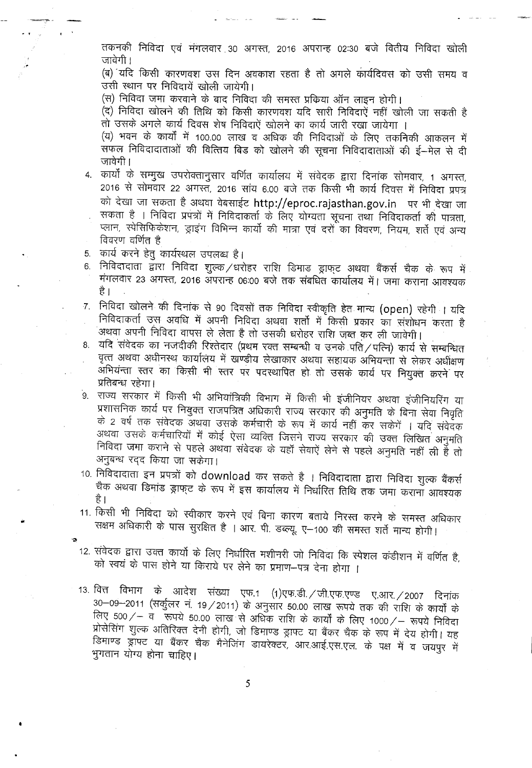तकनकी निविदा एवं मंगलवार 30 अगस्त, 2016 अपरान्ह 02:30 बजे वितीय निविदा खोली जावेगी।

(ब) यदि किसी कारणवश उस दिन अवकाश रहता है तो अगले कार्यदिवस को उसी समय व उसी स्थान पर निविदायें खोली जायेगी।

(स) निविदा जमा करवाने के बाद निविदा की समस्त प्रकिया ऑन लाइन होगी।

(द) निविदा खोलने की तिथि को किसी कारणवश यदि सारी निविदाऐं नहीं खोली जा सकती है तो उसके अगले कार्य दिवस शेष निविदाऐं खोलने का कार्य जारी रखा जायेगा ।

(य) भवन के कार्यों में 100.00 लाख व अधिक की निविदाओं के लिए तकनिकी आकलन में सफल निविदादाताओं की वित्तिय बिड को खोलने की सूचना निविदादाताओं की ई–मेल से दी जावेगी।

4. कार्यो के सम्मुख उपरोक्तानुसार वर्णित कार्यालय में संवेदक द्वारा दिनांक सोमवार, 1 अगस्त, 2016 से सोमवार 22 अगस्त, 2016 सांय 6.00 बजे तक किसी भी कार्य दिवस में निविदा प्रपत्र को देखा जा सकता है अथवा वेबसाईट http://eproc.rajasthan.gov.in पर भी देखा जा सकता है । निविदा प्रपत्रों में निविदाकर्ता के लिए योग्यता सूचना तथा निविदाकर्ता की पात्रता, प्लान, स्पेसिफिकेशन, ड्राइंग विभिन्न कार्यो की मात्रा एवं दरों का विवरण, नियम, शर्ते एवं अन्य विवरण वर्णित है
5. कार्य करने हेतु कार्यस्थल उपलब्ध है।
6. निविदादाता द्वारा निविदा शुल्क/धरोहर राशि डिमाड ड्राफ्ट अथवा बैंकर्स चैक के रूप में मंगलवार 23 अगस्त, 2016 अपरान्ह 06:00 बजे तक संबधित कार्यालय में। जमा कराना आवश्यक है।
7. निविदा खोलने की दिनांक से 90 दिवसों तक निविदा स्वीकृति हेत मान्य (open) रहेगी । यदि निविदाकर्ता उस अवधि में अपनी निविदा अथवा शर्तो में किसी प्रकार का संशोधन करता है अथवा अपनी निविदा वापस ले लेता है तो उसकी धरोहर राशि जब्त कर ली जावेगी।
8. यदि संवेदक का नजदीकी रिश्तेदार (प्रथम रक्त सम्बन्धी व उनके पति/पत्नि) कार्य से सम्बन्धित वृत्त अथवा अधीनस्थ कार्यालय में खण्डीय लेखाकार अथवा सहायक अभियन्ता से लेकर अधीक्षण अभियंता स्तर का किसी भी स्तर पर पदस्थापित हो तो उसके कार्य पर नियुक्त करने पर प्रतिबन्ध रहेगा।
9. राज्य सरकार में किसी भी अभियांत्रिकी विभाग में किसी भी इंजीनियर अथवा इंजीनियरिंग या प्रशासनिक कार्य पर नियुक्त राजपत्रित अधिकारी राज्य सरकार की अनुमति के बिना सेवा निवृति के 2 वर्ष तक संवेदक अथवा उसके कर्मचारी के रूप में कार्य नहीं कर सकेगें । यदि संवेदक अथवा उसके कर्मचारियों में कोई ऐसा व्यक्ति जिसने राज्य सरकार की उक्त लिखित अनुमति निविदा जमा कराने से पहले अथवा संवेदक के यहॉ सेवाऐं लेने से पहले अनुमति नहीं ली है तो अनुबन्ध रद्द किया जा सकेगा।
10. निविदादाता इन प्रपत्रों को download कर सकते है । निविदादाता द्वारा निविदा शुल्क बैंकर्स चैक अथवा डिमांड ड्राफ्ट के रूप में इस कार्यालय में निर्धारित तिथि तक जमा कराना आवश्यक है।
11. किसी भी निविदा को स्वीकार करने एवं बिना कारण बताये निरस्त करने के समस्त अधिकार सक्षम अधिकारी के पास सुरक्षित है । आर. पी. डब्ल्यू. ए–100 की समस्त शर्ते मान्य होगी।
12. संवेदक द्वारा उक्त कार्यो के लिए निर्धारित मशीनरी जो निविदा कि स्पेशल कंडीशन में वर्णित है, को स्वयं के पास होने या किराये पर लेने का प्रमाण–पत्र देना होगा ।
13. वित्त विभाग के आदेश संख्या एफ.1 (1)एफ.डी./जी.एफ.एण्ड ए.आर./2007 दिनांक 30–09–2011 (सर्कुलर नं. 19/2011) के अनुसार 50.00 लाख रूपये तक की राशि के कार्यो के लिए 500/– व रूपये 50.00 लाख से अधिक राशि के कार्यो के लिए 1000/– रूपये निविदा प्रोसेसिंग शुल्क अतिरिक्त देनी होगी, जो डिमाण्ड ड्राफ्ट या बैंकर चैक के रूप में देय होगी। यह डिमाण्ड ड्राफ्ट या बैंकर चैक मैनेजिंग डायरेक्टर, आर.आई.एस.एल. के पक्ष में व जयपुर में भुगतान योग्य होना चाहिए।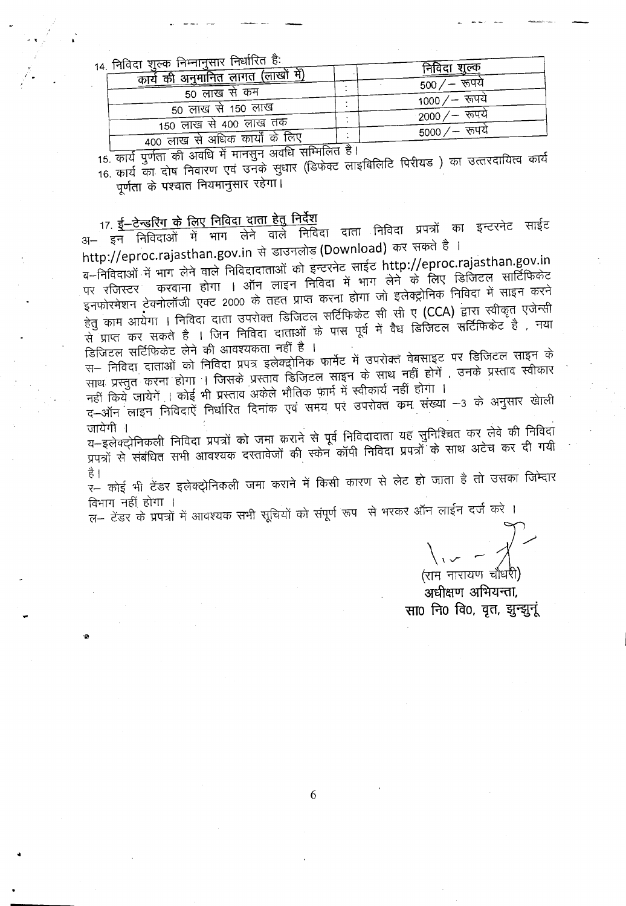14. निविदा शुल्क निम्नानुसार निर्धारित है:

| कार्य की अनुमानित लागत (लाखों में) | | निविदा शुल्क |
|---|---|---|
| 50 लाख से कम | : | 500 /– रूपये |
| 50 लाख से 150 लाख | : | 1000 /– रूपये |
| 150 लाख से 400 लाख तक | : | 2000 /– रूपये |
| 400 लाख से अधिक कार्यों के लिए | : | 5000 /– रूपये |

15. कार्य पुर्णता की अवधि में मानसुन अवधि सम्मिलित है।

16. कार्य का दोष निवारण एवं उनके सुधार (डिफेक्ट लाइबिलिटि पिरीयड ) का उत्तरदायित्व कार्य पूर्णता के पश्चात नियमानुसार रहेगा।

17. ई–टेन्डरिंग के लिए निविदा दाता हेतु निर्देश

अ– इन निविदाओं में भाग लेने वाले निविदा दाता निविदा प्रपत्रों का इन्टरनेट साईट http://eproc.rajasthan.gov.in से डाउनलोड (Download) कर सकते है ।

ब–निविदाओं में भाग लेने वाले निविदादाताओं को इन्टरनेट साईट http://eproc.rajasthan.gov.in पर रजिस्टर करवाना होगा । ऑन लाइन निविदा में भाग लेने के लिए डिजिटल सार्टिफिकेट इनफोरमेशन टेक्नोलॉजी एक्ट 2000 के तहत प्राप्त करना होगा जो इलेक्ट्रोनिक निविदा में साइन करने हेतु काम आयेगा । निविदा दाता उपरोक्त डिजिटल सर्टिफिकेट सी सी ए (CCA) द्वारा स्वीकृत एजेन्सी से प्राप्त कर सकते है । जिन निविदा दाताओं के पास पूर्व में वैध डिजिटल सर्टिफिकेट है , नया डिजिटल सर्टिफिकेट लेने की आवश्यकता नहीं है ।

स– निविदा दाताओं को निविदा प्रपत्र इलेक्ट्रोनिक फार्मेट में उपरोक्त वेबसाइट पर डिजिटल साइन के साथ प्रस्तुत करना होगा । जिसके प्रस्ताव डिजिटल साइन के साथ नहीं होगें , उनके प्रस्ताव स्वीकार नहीं किये जायेगें । कोई भी प्रस्ताव अकेले भौतिक फार्म में स्वीकार्य नहीं होगा ।

द–ऑन लाइन निविदाऐं निर्धारित दिनांक एवं समय पर उपरोक्त कम संख्या –3 के अनुसार खोली जायेगी ।

य–इलेक्ट्रोनिकली निविदा प्रपत्रों को जमा कराने से पूर्व निविदादाता यह सुनिश्चित कर लेवे की निविदा प्रपत्रों से संबंधित सभी आवश्यक दस्तावेजों की स्केन कॉपी निविदा प्रपत्रों के साथ अटेच कर दी गयी है।

र– कोई भी टेंडर इलेक्ट्रोनिकली जमा कराने में किसी कारण से लेट हो जाता है तो उसका जिम्दार विभाग नहीं होगा ।

ल– टेंडर के प्रपत्रों में आवश्यक सभी सूचियों को संपूर्ण रूप से भरकर ऑन लाईन दर्ज करे ।

(राम नारायण चौधरी)
**अधीक्षण अभियन्ता,**
**सा0 नि0 वि0, वृत, झुन्झुनूं**